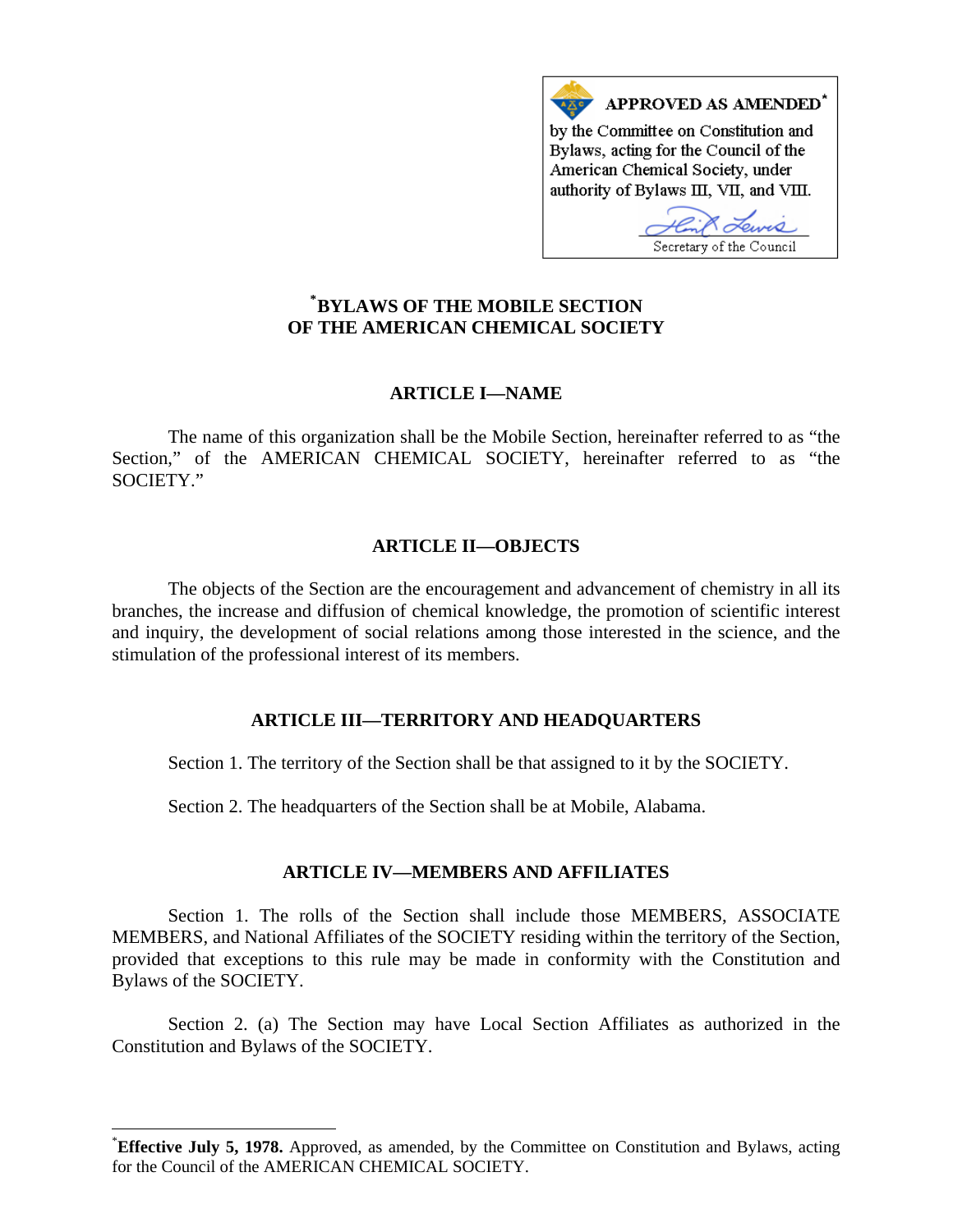**APPROVED AS AMENDED***

by the Committee on Constitution and Bylaws, acting for the Council of the American Chemical Society, under authority of Bylaws III, VII, and VIII.

Secretary of the Council

# *BYLAWS OF THE MOBILE SECTION OF THE AMERICAN CHEMICAL SOCIETY

## ARTICLE I—NAME

The name of this organization shall be the Mobile Section, hereinafter referred to as "the Section," of the AMERICAN CHEMICAL SOCIETY, hereinafter referred to as "the SOCIETY."

## ARTICLE II—OBJECTS

The objects of the Section are the encouragement and advancement of chemistry in all its branches, the increase and diffusion of chemical knowledge, the promotion of scientific interest and inquiry, the development of social relations among those interested in the science, and the stimulation of the professional interest of its members.

## ARTICLE III—TERRITORY AND HEADQUARTERS

Section 1. The territory of the Section shall be that assigned to it by the SOCIETY.

Section 2. The headquarters of the Section shall be at Mobile, Alabama.

## ARTICLE IV—MEMBERS AND AFFILIATES

Section 1. The rolls of the Section shall include those MEMBERS, ASSOCIATE MEMBERS, and National Affiliates of the SOCIETY residing within the territory of the Section, provided that exceptions to this rule may be made in conformity with the Constitution and Bylaws of the SOCIETY.

Section 2. (a) The Section may have Local Section Affiliates as authorized in the Constitution and Bylaws of the SOCIETY.

---

***Effective July 5, 1978.** Approved, as amended, by the Committee on Constitution and Bylaws, acting for the Council of the AMERICAN CHEMICAL SOCIETY.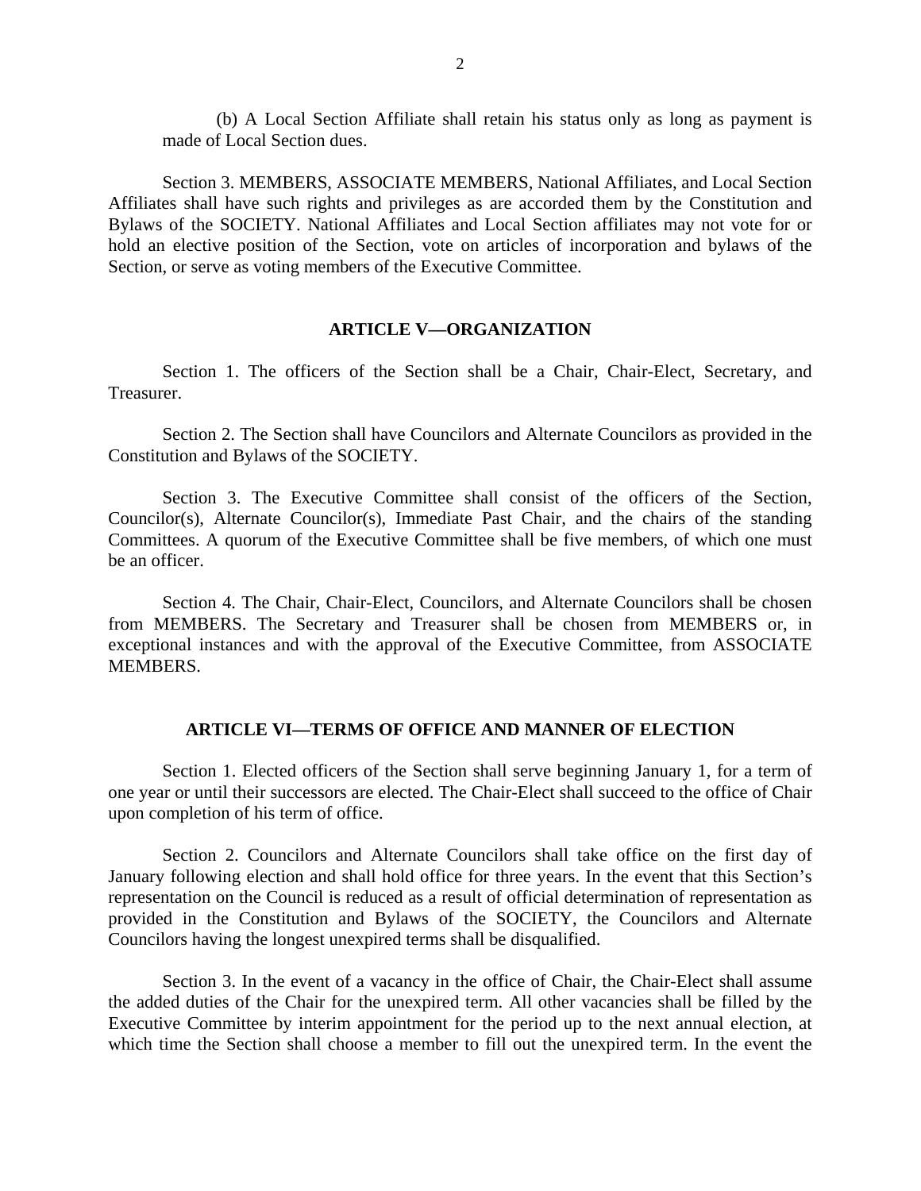(b) A Local Section Affiliate shall retain his status only as long as payment is made of Local Section dues.

Section 3. MEMBERS, ASSOCIATE MEMBERS, National Affiliates, and Local Section Affiliates shall have such rights and privileges as are accorded them by the Constitution and Bylaws of the SOCIETY. National Affiliates and Local Section affiliates may not vote for or hold an elective position of the Section, vote on articles of incorporation and bylaws of the Section, or serve as voting members of the Executive Committee.

## ARTICLE V—ORGANIZATION

Section 1. The officers of the Section shall be a Chair, Chair-Elect, Secretary, and Treasurer.

Section 2. The Section shall have Councilors and Alternate Councilors as provided in the Constitution and Bylaws of the SOCIETY.

Section 3. The Executive Committee shall consist of the officers of the Section, Councilor(s), Alternate Councilor(s), Immediate Past Chair, and the chairs of the standing Committees. A quorum of the Executive Committee shall be five members, of which one must be an officer.

Section 4. The Chair, Chair-Elect, Councilors, and Alternate Councilors shall be chosen from MEMBERS. The Secretary and Treasurer shall be chosen from MEMBERS or, in exceptional instances and with the approval of the Executive Committee, from ASSOCIATE MEMBERS.

## ARTICLE VI—TERMS OF OFFICE AND MANNER OF ELECTION

Section 1. Elected officers of the Section shall serve beginning January 1, for a term of one year or until their successors are elected. The Chair-Elect shall succeed to the office of Chair upon completion of his term of office.

Section 2. Councilors and Alternate Councilors shall take office on the first day of January following election and shall hold office for three years. In the event that this Section's representation on the Council is reduced as a result of official determination of representation as provided in the Constitution and Bylaws of the SOCIETY, the Councilors and Alternate Councilors having the longest unexpired terms shall be disqualified.

Section 3. In the event of a vacancy in the office of Chair, the Chair-Elect shall assume the added duties of the Chair for the unexpired term. All other vacancies shall be filled by the Executive Committee by interim appointment for the period up to the next annual election, at which time the Section shall choose a member to fill out the unexpired term. In the event the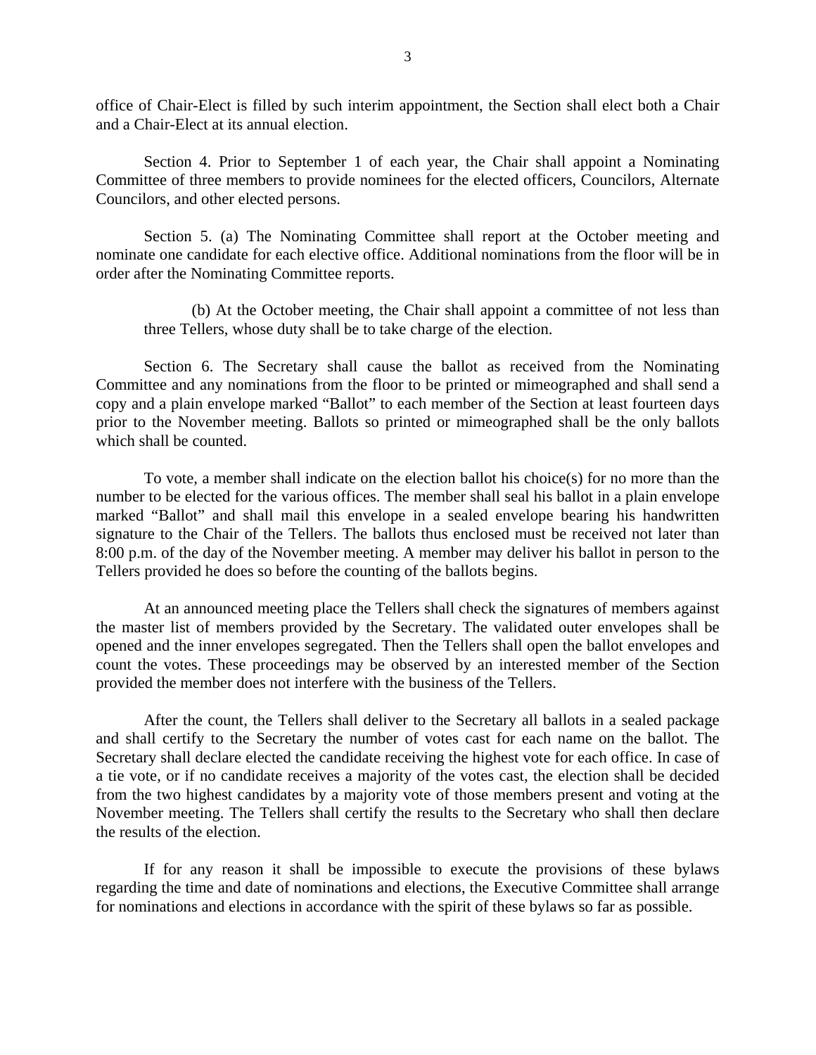office of Chair-Elect is filled by such interim appointment, the Section shall elect both a Chair and a Chair-Elect at its annual election.

Section 4. Prior to September 1 of each year, the Chair shall appoint a Nominating Committee of three members to provide nominees for the elected officers, Councilors, Alternate Councilors, and other elected persons.

Section 5. (a) The Nominating Committee shall report at the October meeting and nominate one candidate for each elective office. Additional nominations from the floor will be in order after the Nominating Committee reports.

(b) At the October meeting, the Chair shall appoint a committee of not less than three Tellers, whose duty shall be to take charge of the election.

Section 6. The Secretary shall cause the ballot as received from the Nominating Committee and any nominations from the floor to be printed or mimeographed and shall send a copy and a plain envelope marked "Ballot" to each member of the Section at least fourteen days prior to the November meeting. Ballots so printed or mimeographed shall be the only ballots which shall be counted.

To vote, a member shall indicate on the election ballot his choice(s) for no more than the number to be elected for the various offices. The member shall seal his ballot in a plain envelope marked "Ballot" and shall mail this envelope in a sealed envelope bearing his handwritten signature to the Chair of the Tellers. The ballots thus enclosed must be received not later than 8:00 p.m. of the day of the November meeting. A member may deliver his ballot in person to the Tellers provided he does so before the counting of the ballots begins.

At an announced meeting place the Tellers shall check the signatures of members against the master list of members provided by the Secretary. The validated outer envelopes shall be opened and the inner envelopes segregated. Then the Tellers shall open the ballot envelopes and count the votes. These proceedings may be observed by an interested member of the Section provided the member does not interfere with the business of the Tellers.

After the count, the Tellers shall deliver to the Secretary all ballots in a sealed package and shall certify to the Secretary the number of votes cast for each name on the ballot. The Secretary shall declare elected the candidate receiving the highest vote for each office. In case of a tie vote, or if no candidate receives a majority of the votes cast, the election shall be decided from the two highest candidates by a majority vote of those members present and voting at the November meeting. The Tellers shall certify the results to the Secretary who shall then declare the results of the election.

If for any reason it shall be impossible to execute the provisions of these bylaws regarding the time and date of nominations and elections, the Executive Committee shall arrange for nominations and elections in accordance with the spirit of these bylaws so far as possible.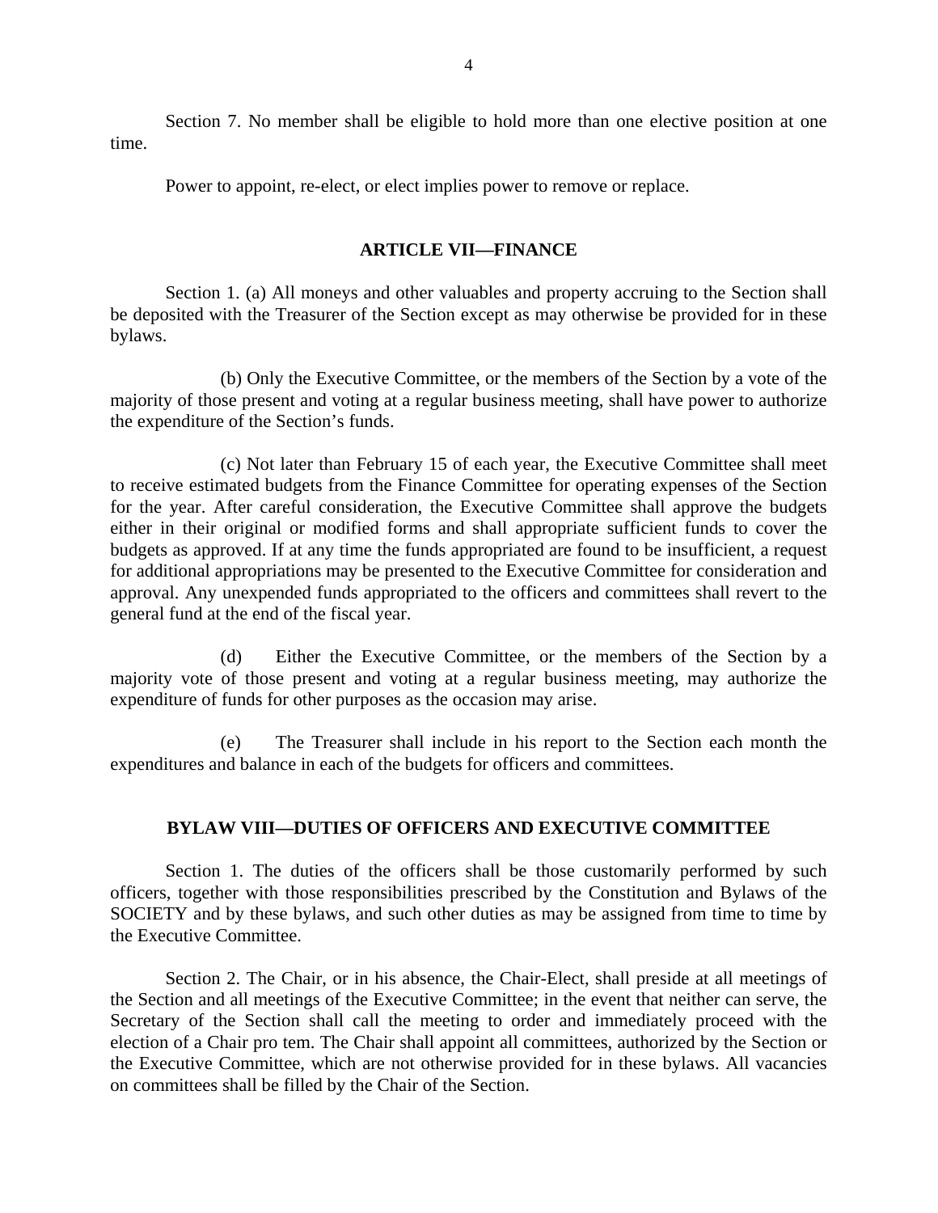Section 7. No member shall be eligible to hold more than one elective position at one time.

Power to appoint, re-elect, or elect implies power to remove or replace.

## ARTICLE VII—FINANCE

Section 1. (a) All moneys and other valuables and property accruing to the Section shall be deposited with the Treasurer of the Section except as may otherwise be provided for in these bylaws.

(b) Only the Executive Committee, or the members of the Section by a vote of the majority of those present and voting at a regular business meeting, shall have power to authorize the expenditure of the Section's funds.

(c) Not later than February 15 of each year, the Executive Committee shall meet to receive estimated budgets from the Finance Committee for operating expenses of the Section for the year. After careful consideration, the Executive Committee shall approve the budgets either in their original or modified forms and shall appropriate sufficient funds to cover the budgets as approved. If at any time the funds appropriated are found to be insufficient, a request for additional appropriations may be presented to the Executive Committee for consideration and approval. Any unexpended funds appropriated to the officers and committees shall revert to the general fund at the end of the fiscal year.

(d) Either the Executive Committee, or the members of the Section by a majority vote of those present and voting at a regular business meeting, may authorize the expenditure of funds for other purposes as the occasion may arise.

(e) The Treasurer shall include in his report to the Section each month the expenditures and balance in each of the budgets for officers and committees.

## BYLAW VIII—DUTIES OF OFFICERS AND EXECUTIVE COMMITTEE

Section 1. The duties of the officers shall be those customarily performed by such officers, together with those responsibilities prescribed by the Constitution and Bylaws of the SOCIETY and by these bylaws, and such other duties as may be assigned from time to time by the Executive Committee.

Section 2. The Chair, or in his absence, the Chair-Elect, shall preside at all meetings of the Section and all meetings of the Executive Committee; in the event that neither can serve, the Secretary of the Section shall call the meeting to order and immediately proceed with the election of a Chair pro tem. The Chair shall appoint all committees, authorized by the Section or the Executive Committee, which are not otherwise provided for in these bylaws. All vacancies on committees shall be filled by the Chair of the Section.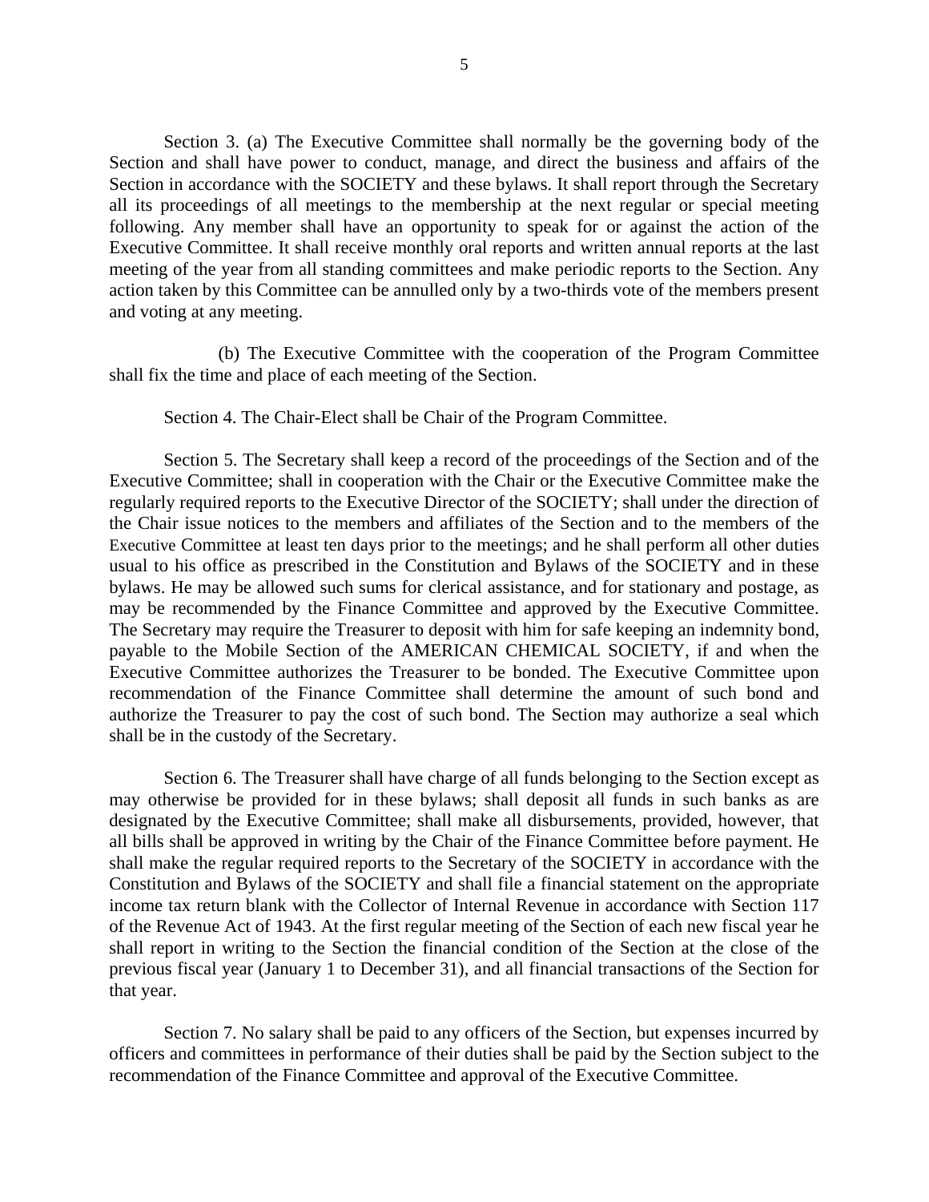Section 3. (a) The Executive Committee shall normally be the governing body of the Section and shall have power to conduct, manage, and direct the business and affairs of the Section in accordance with the SOCIETY and these bylaws. It shall report through the Secretary all its proceedings of all meetings to the membership at the next regular or special meeting following. Any member shall have an opportunity to speak for or against the action of the Executive Committee. It shall receive monthly oral reports and written annual reports at the last meeting of the year from all standing committees and make periodic reports to the Section. Any action taken by this Committee can be annulled only by a two-thirds vote of the members present and voting at any meeting.

(b) The Executive Committee with the cooperation of the Program Committee shall fix the time and place of each meeting of the Section.

Section 4. The Chair-Elect shall be Chair of the Program Committee.

Section 5. The Secretary shall keep a record of the proceedings of the Section and of the Executive Committee; shall in cooperation with the Chair or the Executive Committee make the regularly required reports to the Executive Director of the SOCIETY; shall under the direction of the Chair issue notices to the members and affiliates of the Section and to the members of the Executive Committee at least ten days prior to the meetings; and he shall perform all other duties usual to his office as prescribed in the Constitution and Bylaws of the SOCIETY and in these bylaws. He may be allowed such sums for clerical assistance, and for stationary and postage, as may be recommended by the Finance Committee and approved by the Executive Committee. The Secretary may require the Treasurer to deposit with him for safe keeping an indemnity bond, payable to the Mobile Section of the AMERICAN CHEMICAL SOCIETY, if and when the Executive Committee authorizes the Treasurer to be bonded. The Executive Committee upon recommendation of the Finance Committee shall determine the amount of such bond and authorize the Treasurer to pay the cost of such bond. The Section may authorize a seal which shall be in the custody of the Secretary.

Section 6. The Treasurer shall have charge of all funds belonging to the Section except as may otherwise be provided for in these bylaws; shall deposit all funds in such banks as are designated by the Executive Committee; shall make all disbursements, provided, however, that all bills shall be approved in writing by the Chair of the Finance Committee before payment. He shall make the regular required reports to the Secretary of the SOCIETY in accordance with the Constitution and Bylaws of the SOCIETY and shall file a financial statement on the appropriate income tax return blank with the Collector of Internal Revenue in accordance with Section 117 of the Revenue Act of 1943. At the first regular meeting of the Section of each new fiscal year he shall report in writing to the Section the financial condition of the Section at the close of the previous fiscal year (January 1 to December 31), and all financial transactions of the Section for that year.

Section 7. No salary shall be paid to any officers of the Section, but expenses incurred by officers and committees in performance of their duties shall be paid by the Section subject to the recommendation of the Finance Committee and approval of the Executive Committee.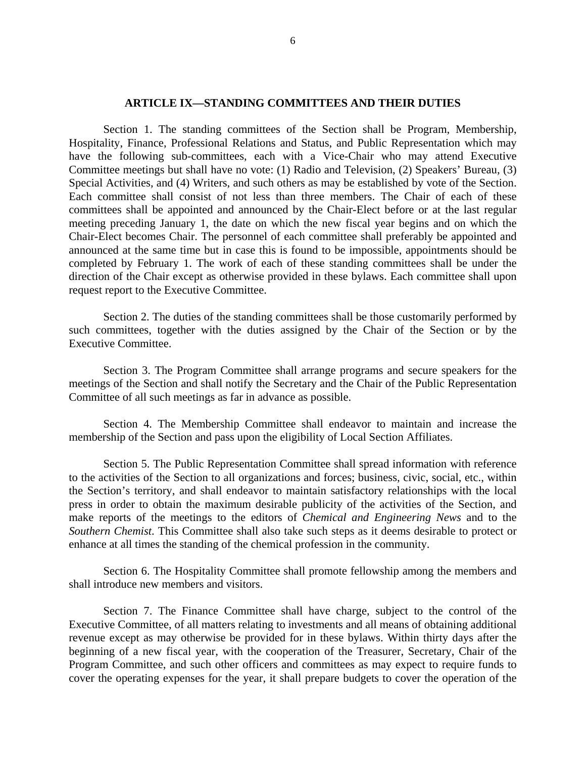## ARTICLE IX—STANDING COMMITTEES AND THEIR DUTIES

Section 1. The standing committees of the Section shall be Program, Membership, Hospitality, Finance, Professional Relations and Status, and Public Representation which may have the following sub-committees, each with a Vice-Chair who may attend Executive Committee meetings but shall have no vote: (1) Radio and Television, (2) Speakers' Bureau, (3) Special Activities, and (4) Writers, and such others as may be established by vote of the Section. Each committee shall consist of not less than three members. The Chair of each of these committees shall be appointed and announced by the Chair-Elect before or at the last regular meeting preceding January 1, the date on which the new fiscal year begins and on which the Chair-Elect becomes Chair. The personnel of each committee shall preferably be appointed and announced at the same time but in case this is found to be impossible, appointments should be completed by February 1. The work of each of these standing committees shall be under the direction of the Chair except as otherwise provided in these bylaws. Each committee shall upon request report to the Executive Committee.

Section 2. The duties of the standing committees shall be those customarily performed by such committees, together with the duties assigned by the Chair of the Section or by the Executive Committee.

Section 3. The Program Committee shall arrange programs and secure speakers for the meetings of the Section and shall notify the Secretary and the Chair of the Public Representation Committee of all such meetings as far in advance as possible.

Section 4. The Membership Committee shall endeavor to maintain and increase the membership of the Section and pass upon the eligibility of Local Section Affiliates.

Section 5. The Public Representation Committee shall spread information with reference to the activities of the Section to all organizations and forces; business, civic, social, etc., within the Section's territory, and shall endeavor to maintain satisfactory relationships with the local press in order to obtain the maximum desirable publicity of the activities of the Section, and make reports of the meetings to the editors of *Chemical and Engineering News* and to the *Southern Chemist*. This Committee shall also take such steps as it deems desirable to protect or enhance at all times the standing of the chemical profession in the community.

Section 6. The Hospitality Committee shall promote fellowship among the members and shall introduce new members and visitors.

Section 7. The Finance Committee shall have charge, subject to the control of the Executive Committee, of all matters relating to investments and all means of obtaining additional revenue except as may otherwise be provided for in these bylaws. Within thirty days after the beginning of a new fiscal year, with the cooperation of the Treasurer, Secretary, Chair of the Program Committee, and such other officers and committees as may expect to require funds to cover the operating expenses for the year, it shall prepare budgets to cover the operation of the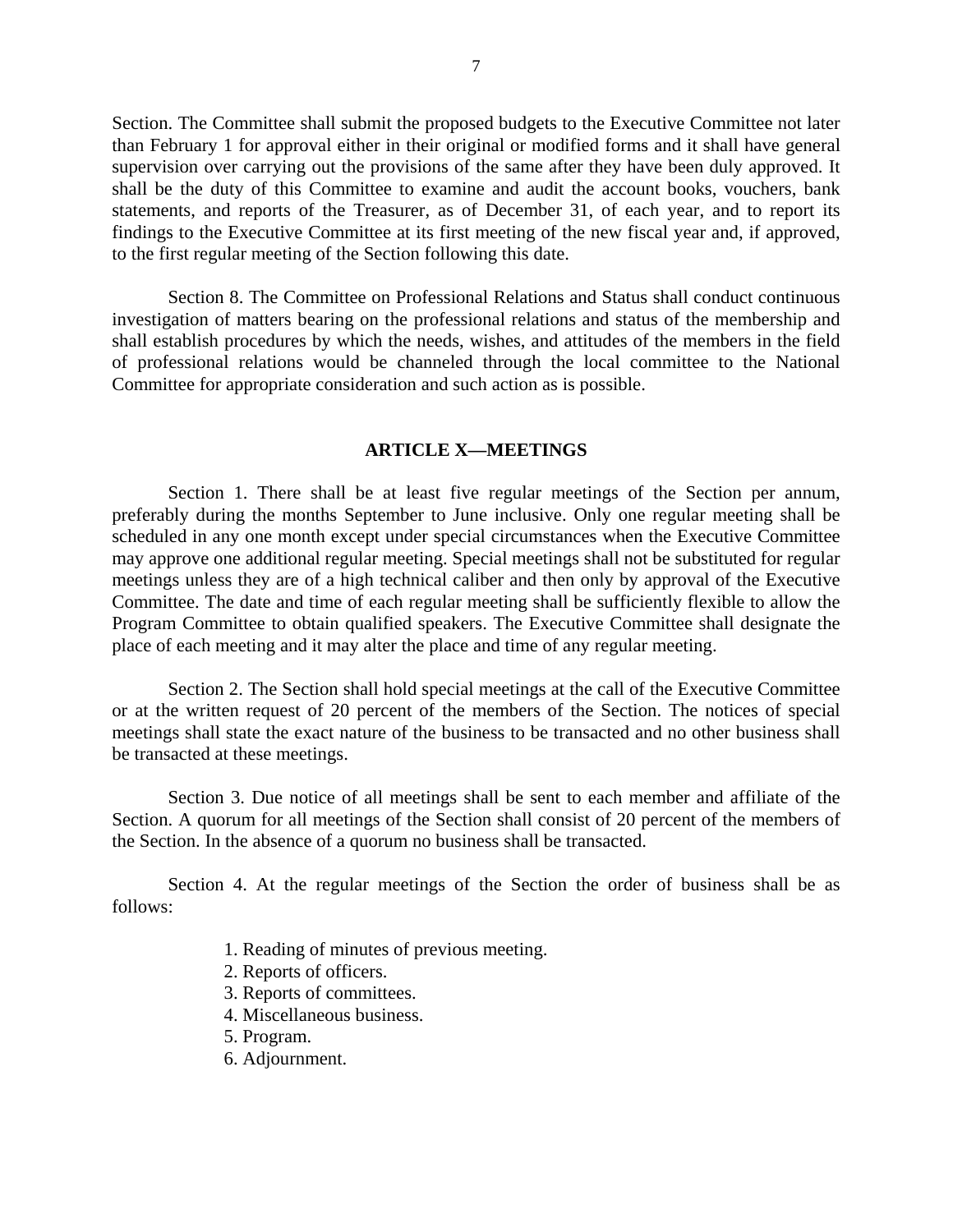Section. The Committee shall submit the proposed budgets to the Executive Committee not later than February 1 for approval either in their original or modified forms and it shall have general supervision over carrying out the provisions of the same after they have been duly approved. It shall be the duty of this Committee to examine and audit the account books, vouchers, bank statements, and reports of the Treasurer, as of December 31, of each year, and to report its findings to the Executive Committee at its first meeting of the new fiscal year and, if approved, to the first regular meeting of the Section following this date.

Section 8. The Committee on Professional Relations and Status shall conduct continuous investigation of matters bearing on the professional relations and status of the membership and shall establish procedures by which the needs, wishes, and attitudes of the members in the field of professional relations would be channeled through the local committee to the National Committee for appropriate consideration and such action as is possible.

## ARTICLE X—MEETINGS

Section 1. There shall be at least five regular meetings of the Section per annum, preferably during the months September to June inclusive. Only one regular meeting shall be scheduled in any one month except under special circumstances when the Executive Committee may approve one additional regular meeting. Special meetings shall not be substituted for regular meetings unless they are of a high technical caliber and then only by approval of the Executive Committee. The date and time of each regular meeting shall be sufficiently flexible to allow the Program Committee to obtain qualified speakers. The Executive Committee shall designate the place of each meeting and it may alter the place and time of any regular meeting.

Section 2. The Section shall hold special meetings at the call of the Executive Committee or at the written request of 20 percent of the members of the Section. The notices of special meetings shall state the exact nature of the business to be transacted and no other business shall be transacted at these meetings.

Section 3. Due notice of all meetings shall be sent to each member and affiliate of the Section. A quorum for all meetings of the Section shall consist of 20 percent of the members of the Section. In the absence of a quorum no business shall be transacted.

Section 4. At the regular meetings of the Section the order of business shall be as follows:

1. Reading of minutes of previous meeting.
2. Reports of officers.
3. Reports of committees.
4. Miscellaneous business.
5. Program.
6. Adjournment.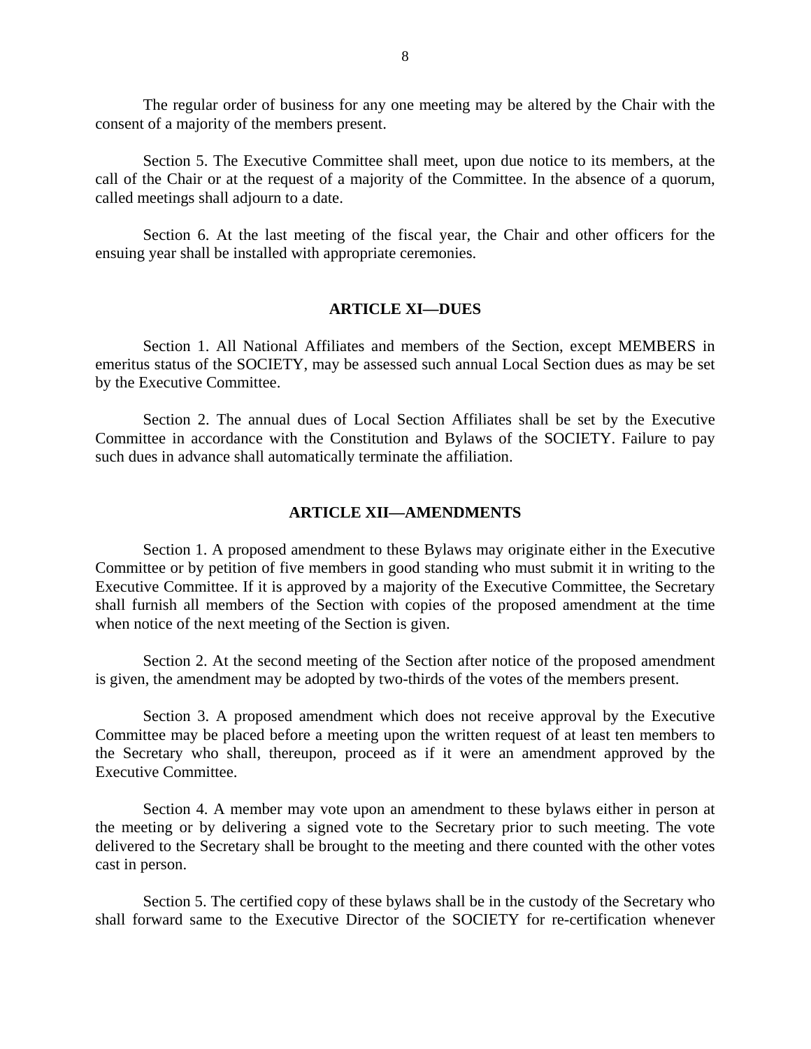The regular order of business for any one meeting may be altered by the Chair with the consent of a majority of the members present.

Section 5. The Executive Committee shall meet, upon due notice to its members, at the call of the Chair or at the request of a majority of the Committee. In the absence of a quorum, called meetings shall adjourn to a date.

Section 6. At the last meeting of the fiscal year, the Chair and other officers for the ensuing year shall be installed with appropriate ceremonies.

## ARTICLE XI—DUES

Section 1. All National Affiliates and members of the Section, except MEMBERS in emeritus status of the SOCIETY, may be assessed such annual Local Section dues as may be set by the Executive Committee.

Section 2. The annual dues of Local Section Affiliates shall be set by the Executive Committee in accordance with the Constitution and Bylaws of the SOCIETY. Failure to pay such dues in advance shall automatically terminate the affiliation.

## ARTICLE XII—AMENDMENTS

Section 1. A proposed amendment to these Bylaws may originate either in the Executive Committee or by petition of five members in good standing who must submit it in writing to the Executive Committee. If it is approved by a majority of the Executive Committee, the Secretary shall furnish all members of the Section with copies of the proposed amendment at the time when notice of the next meeting of the Section is given.

Section 2. At the second meeting of the Section after notice of the proposed amendment is given, the amendment may be adopted by two-thirds of the votes of the members present.

Section 3. A proposed amendment which does not receive approval by the Executive Committee may be placed before a meeting upon the written request of at least ten members to the Secretary who shall, thereupon, proceed as if it were an amendment approved by the Executive Committee.

Section 4. A member may vote upon an amendment to these bylaws either in person at the meeting or by delivering a signed vote to the Secretary prior to such meeting. The vote delivered to the Secretary shall be brought to the meeting and there counted with the other votes cast in person.

Section 5. The certified copy of these bylaws shall be in the custody of the Secretary who shall forward same to the Executive Director of the SOCIETY for re-certification whenever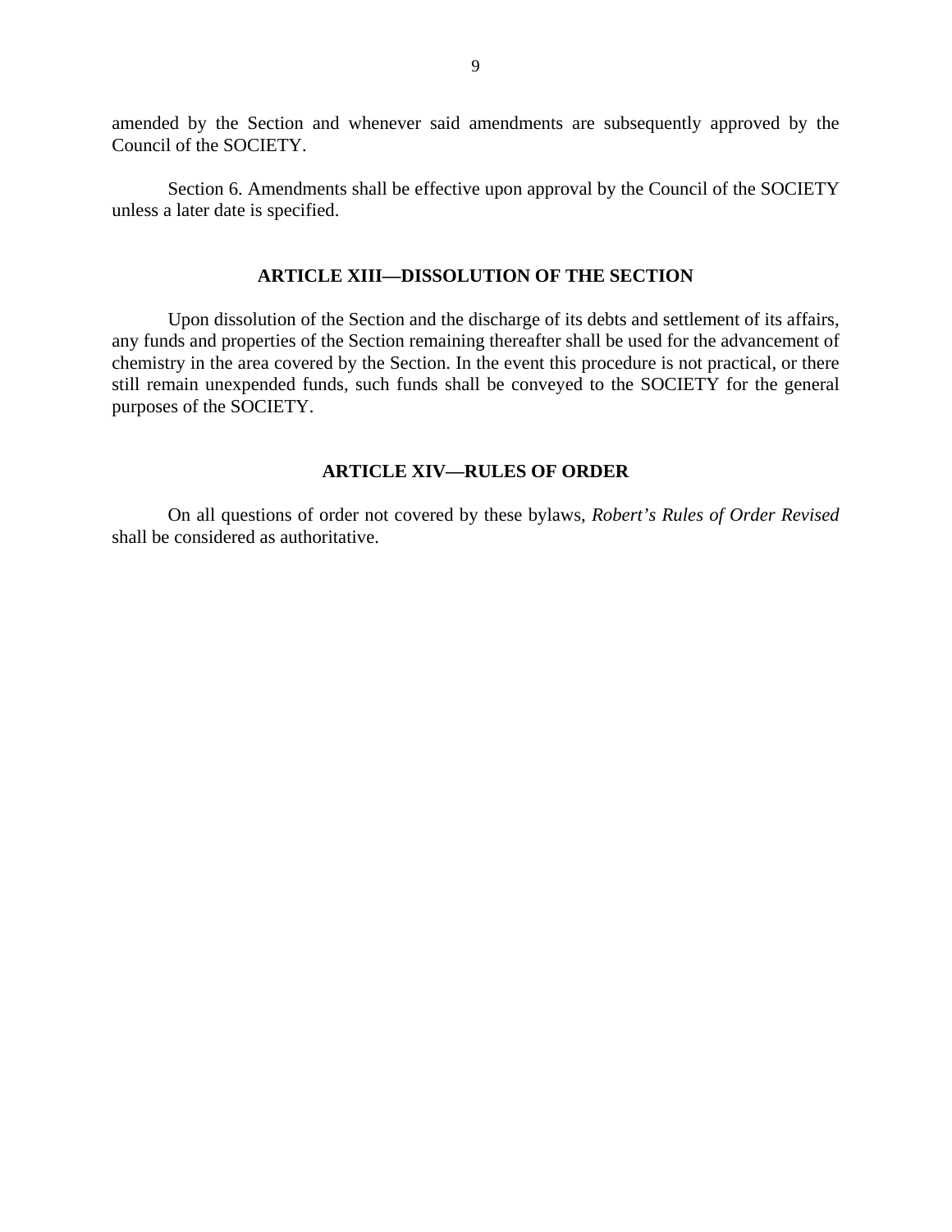amended by the Section and whenever said amendments are subsequently approved by the Council of the SOCIETY.

Section 6. Amendments shall be effective upon approval by the Council of the SOCIETY unless a later date is specified.

## ARTICLE XIII—DISSOLUTION OF THE SECTION

Upon dissolution of the Section and the discharge of its debts and settlement of its affairs, any funds and properties of the Section remaining thereafter shall be used for the advancement of chemistry in the area covered by the Section. In the event this procedure is not practical, or there still remain unexpended funds, such funds shall be conveyed to the SOCIETY for the general purposes of the SOCIETY.

## ARTICLE XIV—RULES OF ORDER

On all questions of order not covered by these bylaws, *Robert's Rules of Order Revised* shall be considered as authoritative.